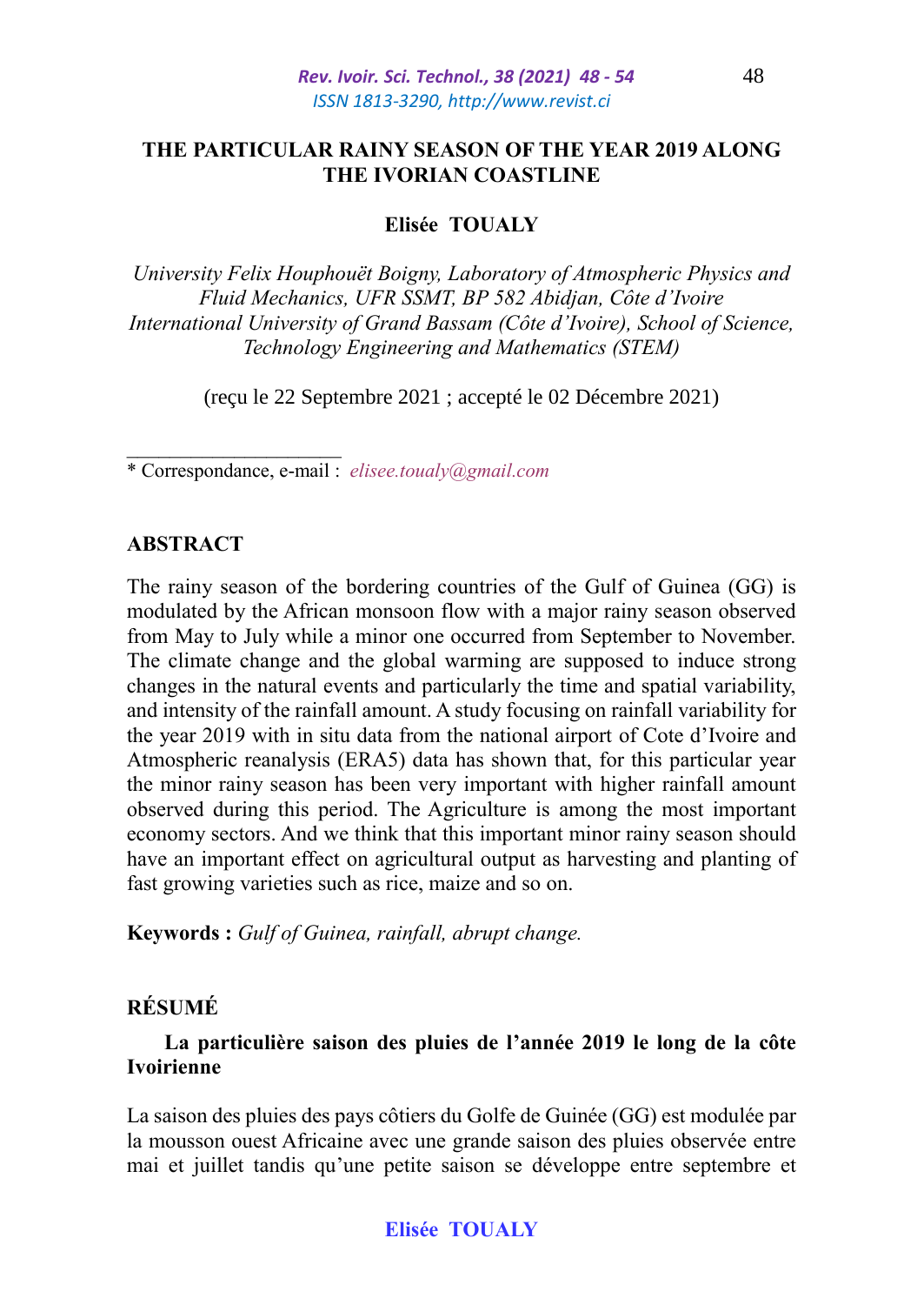# THE PARTICULAR RAINY SEASON OF THE YEAR 2019 ALONG THE IVORIAN COASTLINE

**Elisée TOUALY**

*University Felix Houphouët Boigny, Laboratory of Atmospheric Physics and Fluid Mechanics, UFR SSMT, BP 582 Abidjan, Côte d'Ivoire*
*International University of Grand Bassam (Côte d'Ivoire), School of Science, Technology Engineering and Mathematics (STEM)*

(reçu le 22 Septembre 2021 ; accepté le 02 Décembre 2021)

\* Correspondance, e-mail : *elisee.toualy@gmail.com*

## ABSTRACT

The rainy season of the bordering countries of the Gulf of Guinea (GG) is modulated by the African monsoon flow with a major rainy season observed from May to July while a minor one occurred from September to November. The climate change and the global warming are supposed to induce strong changes in the natural events and particularly the time and spatial variability, and intensity of the rainfall amount. A study focusing on rainfall variability for the year 2019 with in situ data from the national airport of Cote d'Ivoire and Atmospheric reanalysis (ERA5) data has shown that, for this particular year the minor rainy season has been very important with higher rainfall amount observed during this period. The Agriculture is among the most important economy sectors. And we think that this important minor rainy season should have an important effect on agricultural output as harvesting and planting of fast growing varieties such as rice, maize and so on.

**Keywords :** *Gulf of Guinea, rainfall, abrupt change.*

## RÉSUMÉ

**La particulière saison des pluies de l'année 2019 le long de la côte Ivoirienne**

La saison des pluies des pays côtiers du Golfe de Guinée (GG) est modulée par la mousson ouest Africaine avec une grande saison des pluies observée entre mai et juillet tandis qu'une petite saison se développe entre septembre et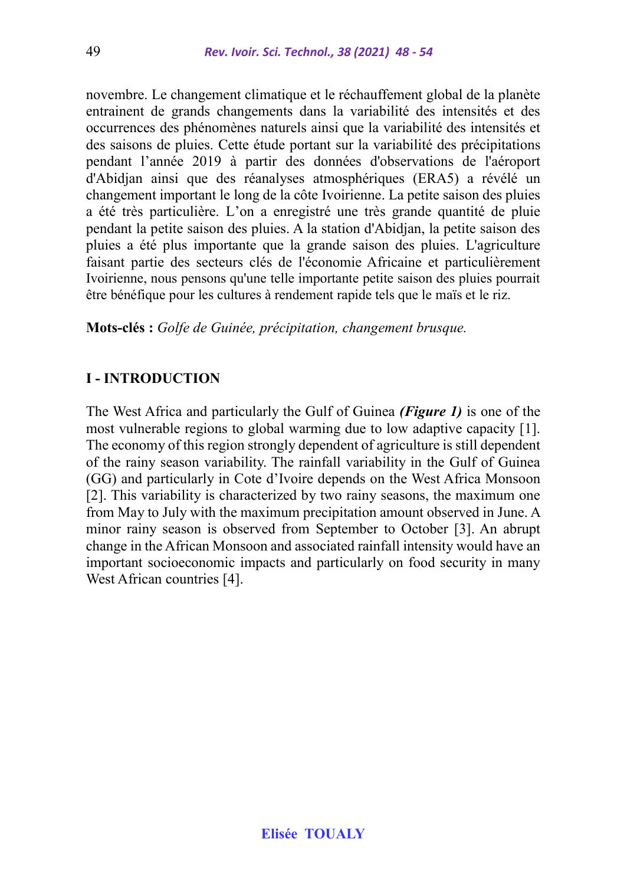novembre. Le changement climatique et le réchauffement global de la planète entrainent de grands changements dans la variabilité des intensités et des occurrences des phénomènes naturels ainsi que la variabilité des intensités et des saisons de pluies. Cette étude portant sur la variabilité des précipitations pendant l'année 2019 à partir des données d'observations de l'aéroport d'Abidjan ainsi que des réanalyses atmosphériques (ERA5) a révélé un changement important le long de la côte Ivoirienne. La petite saison des pluies a été très particulière. L'on a enregistré une très grande quantité de pluie pendant la petite saison des pluies. A la station d'Abidjan, la petite saison des pluies a été plus importante que la grande saison des pluies. L'agriculture faisant partie des secteurs clés de l'économie Africaine et particulièrement Ivoirienne, nous pensons qu'une telle importante petite saison des pluies pourrait être bénéfique pour les cultures à rendement rapide tels que le maïs et le riz.

**Mots-clés :** *Golfe de Guinée, précipitation, changement brusque.*

## I - INTRODUCTION

The West Africa and particularly the Gulf of Guinea ***(Figure 1)*** is one of the most vulnerable regions to global warming due to low adaptive capacity [1]. The economy of this region strongly dependent of agriculture is still dependent of the rainy season variability. The rainfall variability in the Gulf of Guinea (GG) and particularly in Cote d'Ivoire depends on the West Africa Monsoon [2]. This variability is characterized by two rainy seasons, the maximum one from May to July with the maximum precipitation amount observed in June. A minor rainy season is observed from September to October [3]. An abrupt change in the African Monsoon and associated rainfall intensity would have an important socioeconomic impacts and particularly on food security in many West African countries [4].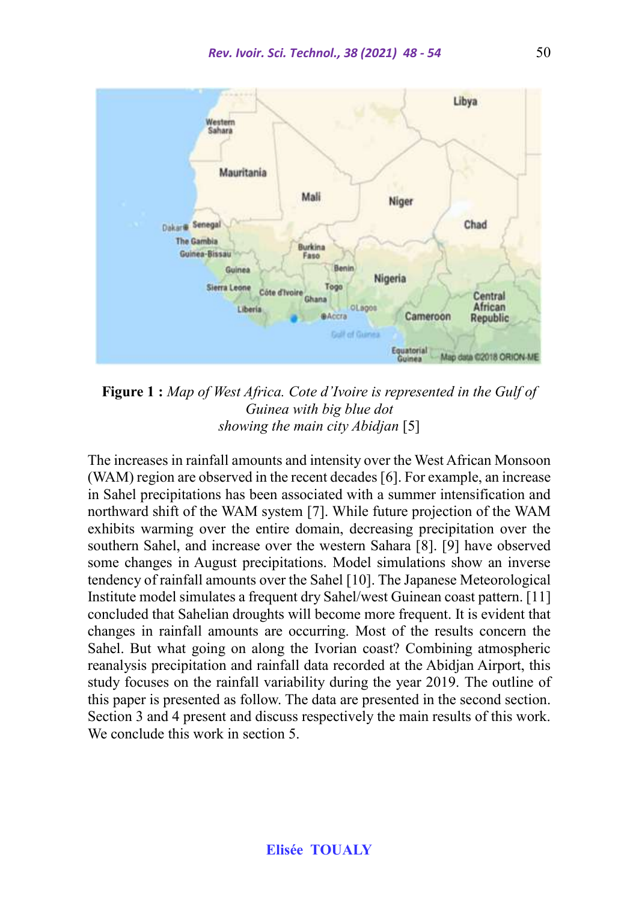**Figure 1 :** *Map of West Africa. Cote d'Ivoire is represented in the Gulf of Guinea with big blue dot showing the main city Abidjan* [5]

The increases in rainfall amounts and intensity over the West African Monsoon (WAM) region are observed in the recent decades [6]. For example, an increase in Sahel precipitations has been associated with a summer intensification and northward shift of the WAM system [7]. While future projection of the WAM exhibits warming over the entire domain, decreasing precipitation over the southern Sahel, and increase over the western Sahara [8]. [9] have observed some changes in August precipitations. Model simulations show an inverse tendency of rainfall amounts over the Sahel [10]. The Japanese Meteorological Institute model simulates a frequent dry Sahel/west Guinean coast pattern. [11] concluded that Sahelian droughts will become more frequent. It is evident that changes in rainfall amounts are occurring. Most of the results concern the Sahel. But what going on along the Ivorian coast? Combining atmospheric reanalysis precipitation and rainfall data recorded at the Abidjan Airport, this study focuses on the rainfall variability during the year 2019. The outline of this paper is presented as follow. The data are presented in the second section. Section 3 and 4 present and discuss respectively the main results of this work. We conclude this work in section 5.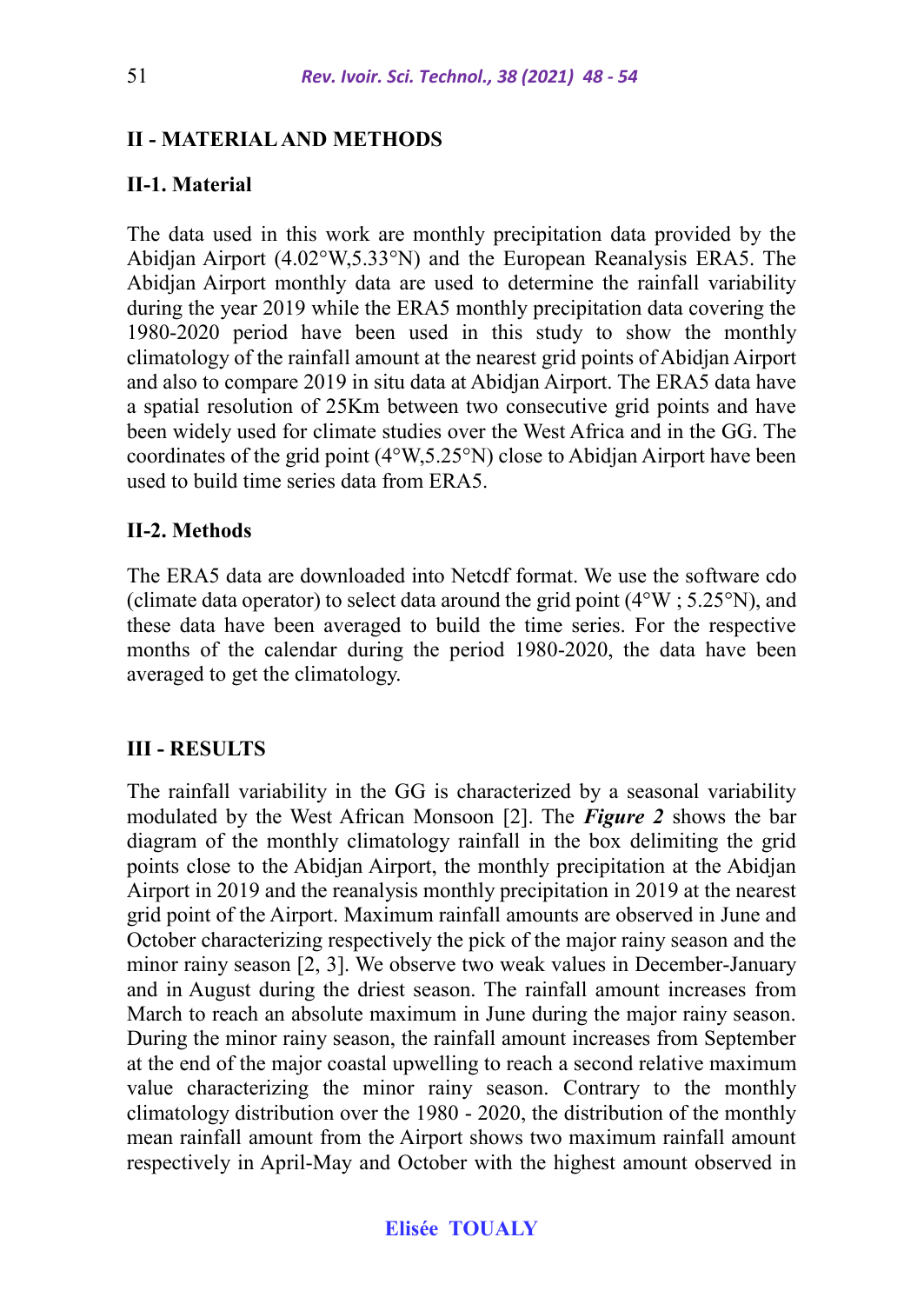## II - MATERIAL AND METHODS

### II-1. Material

The data used in this work are monthly precipitation data provided by the Abidjan Airport (4.02°W,5.33°N) and the European Reanalysis ERA5. The Abidjan Airport monthly data are used to determine the rainfall variability during the year 2019 while the ERA5 monthly precipitation data covering the 1980-2020 period have been used in this study to show the monthly climatology of the rainfall amount at the nearest grid points of Abidjan Airport and also to compare 2019 in situ data at Abidjan Airport. The ERA5 data have a spatial resolution of 25Km between two consecutive grid points and have been widely used for climate studies over the West Africa and in the GG. The coordinates of the grid point (4°W,5.25°N) close to Abidjan Airport have been used to build time series data from ERA5.

### II-2. Methods

The ERA5 data are downloaded into Netcdf format. We use the software cdo (climate data operator) to select data around the grid point (4°W ; 5.25°N), and these data have been averaged to build the time series. For the respective months of the calendar during the period 1980-2020, the data have been averaged to get the climatology.

## III - RESULTS

The rainfall variability in the GG is characterized by a seasonal variability modulated by the West African Monsoon [2]. The ***Figure 2*** shows the bar diagram of the monthly climatology rainfall in the box delimiting the grid points close to the Abidjan Airport, the monthly precipitation at the Abidjan Airport in 2019 and the reanalysis monthly precipitation in 2019 at the nearest grid point of the Airport. Maximum rainfall amounts are observed in June and October characterizing respectively the pick of the major rainy season and the minor rainy season [2, 3]. We observe two weak values in December-January and in August during the driest season. The rainfall amount increases from March to reach an absolute maximum in June during the major rainy season. During the minor rainy season, the rainfall amount increases from September at the end of the major coastal upwelling to reach a second relative maximum value characterizing the minor rainy season. Contrary to the monthly climatology distribution over the 1980 - 2020, the distribution of the monthly mean rainfall amount from the Airport shows two maximum rainfall amount respectively in April-May and October with the highest amount observed in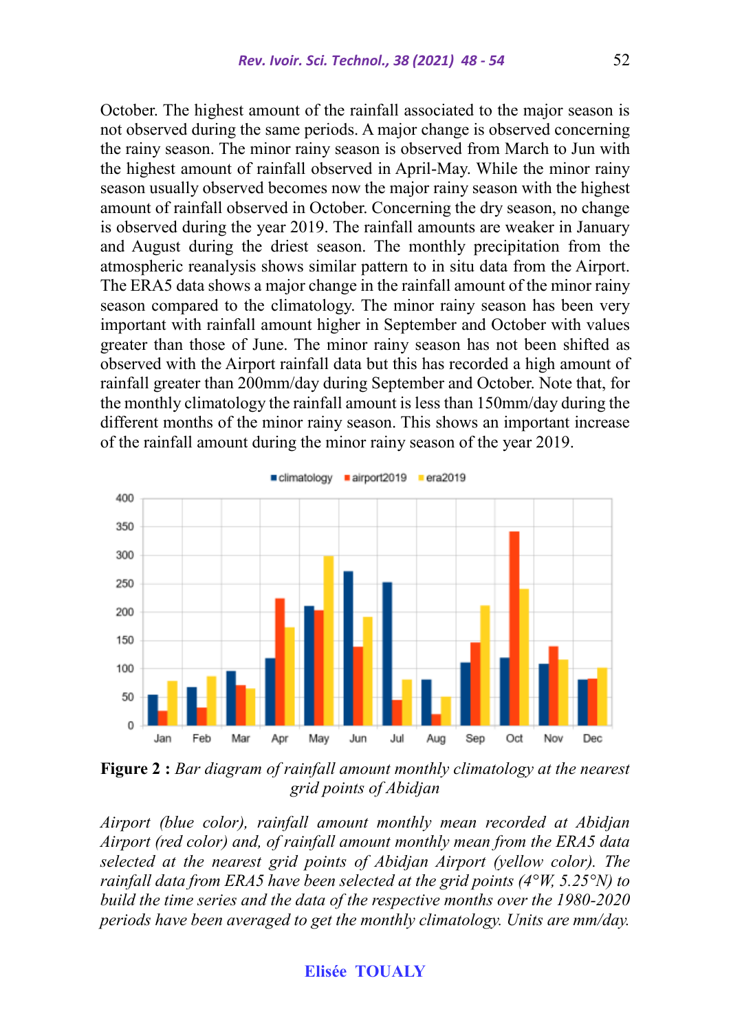October. The highest amount of the rainfall associated to the major season is not observed during the same periods. A major change is observed concerning the rainy season. The minor rainy season is observed from March to Jun with the highest amount of rainfall observed in April-May. While the minor rainy season usually observed becomes now the major rainy season with the highest amount of rainfall observed in October. Concerning the dry season, no change is observed during the year 2019. The rainfall amounts are weaker in January and August during the driest season. The monthly precipitation from the atmospheric reanalysis shows similar pattern to in situ data from the Airport. The ERA5 data shows a major change in the rainfall amount of the minor rainy season compared to the climatology. The minor rainy season has been very important with rainfall amount higher in September and October with values greater than those of June. The minor rainy season has not been shifted as observed with the Airport rainfall data but this has recorded a high amount of rainfall greater than 200mm/day during September and October. Note that, for the monthly climatology the rainfall amount is less than 150mm/day during the different months of the minor rainy season. This shows an important increase of the rainfall amount during the minor rainy season of the year 2019.

**Figure 2 :** *Bar diagram of rainfall amount monthly climatology at the nearest grid points of Abidjan*

*Airport (blue color), rainfall amount monthly mean recorded at Abidjan Airport (red color) and, of rainfall amount monthly mean from the ERA5 data selected at the nearest grid points of Abidjan Airport (yellow color). The rainfall data from ERA5 have been selected at the grid points (4°W, 5.25°N) to build the time series and the data of the respective months over the 1980-2020 periods have been averaged to get the monthly climatology. Units are mm/day.*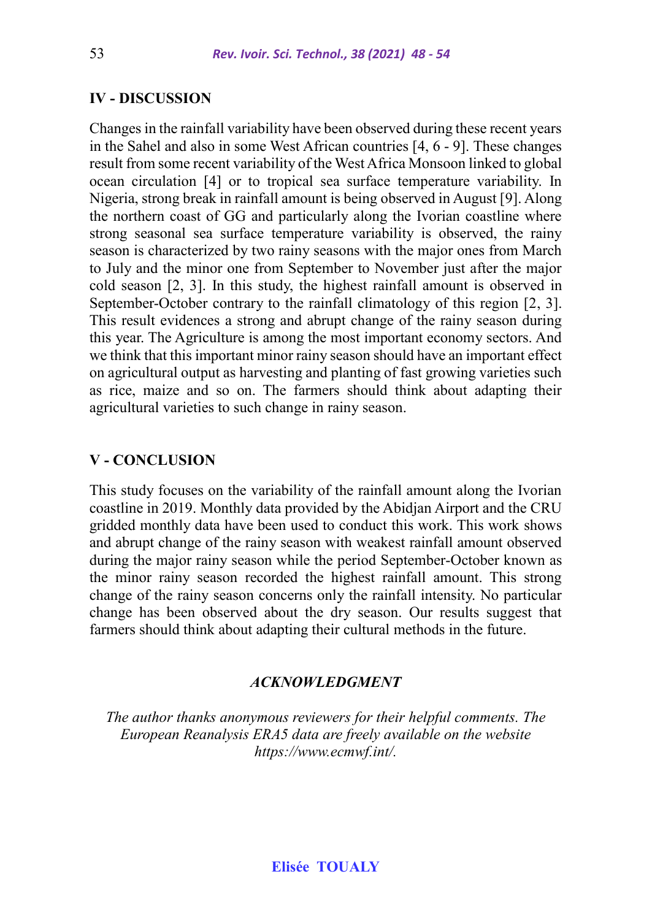## IV - DISCUSSION

Changes in the rainfall variability have been observed during these recent years in the Sahel and also in some West African countries [4, 6 - 9]. These changes result from some recent variability of the West Africa Monsoon linked to global ocean circulation [4] or to tropical sea surface temperature variability. In Nigeria, strong break in rainfall amount is being observed in August [9]. Along the northern coast of GG and particularly along the Ivorian coastline where strong seasonal sea surface temperature variability is observed, the rainy season is characterized by two rainy seasons with the major ones from March to July and the minor one from September to November just after the major cold season [2, 3]. In this study, the highest rainfall amount is observed in September-October contrary to the rainfall climatology of this region [2, 3]. This result evidences a strong and abrupt change of the rainy season during this year. The Agriculture is among the most important economy sectors. And we think that this important minor rainy season should have an important effect on agricultural output as harvesting and planting of fast growing varieties such as rice, maize and so on. The farmers should think about adapting their agricultural varieties to such change in rainy season.

## V - CONCLUSION

This study focuses on the variability of the rainfall amount along the Ivorian coastline in 2019. Monthly data provided by the Abidjan Airport and the CRU gridded monthly data have been used to conduct this work. This work shows and abrupt change of the rainy season with weakest rainfall amount observed during the major rainy season while the period September-October known as the minor rainy season recorded the highest rainfall amount. This strong change of the rainy season concerns only the rainfall intensity. No particular change has been observed about the dry season. Our results suggest that farmers should think about adapting their cultural methods in the future.

### *ACKNOWLEDGMENT*

*The author thanks anonymous reviewers for their helpful comments. The European Reanalysis ERA5 data are freely available on the website https://www.ecmwf.int/.*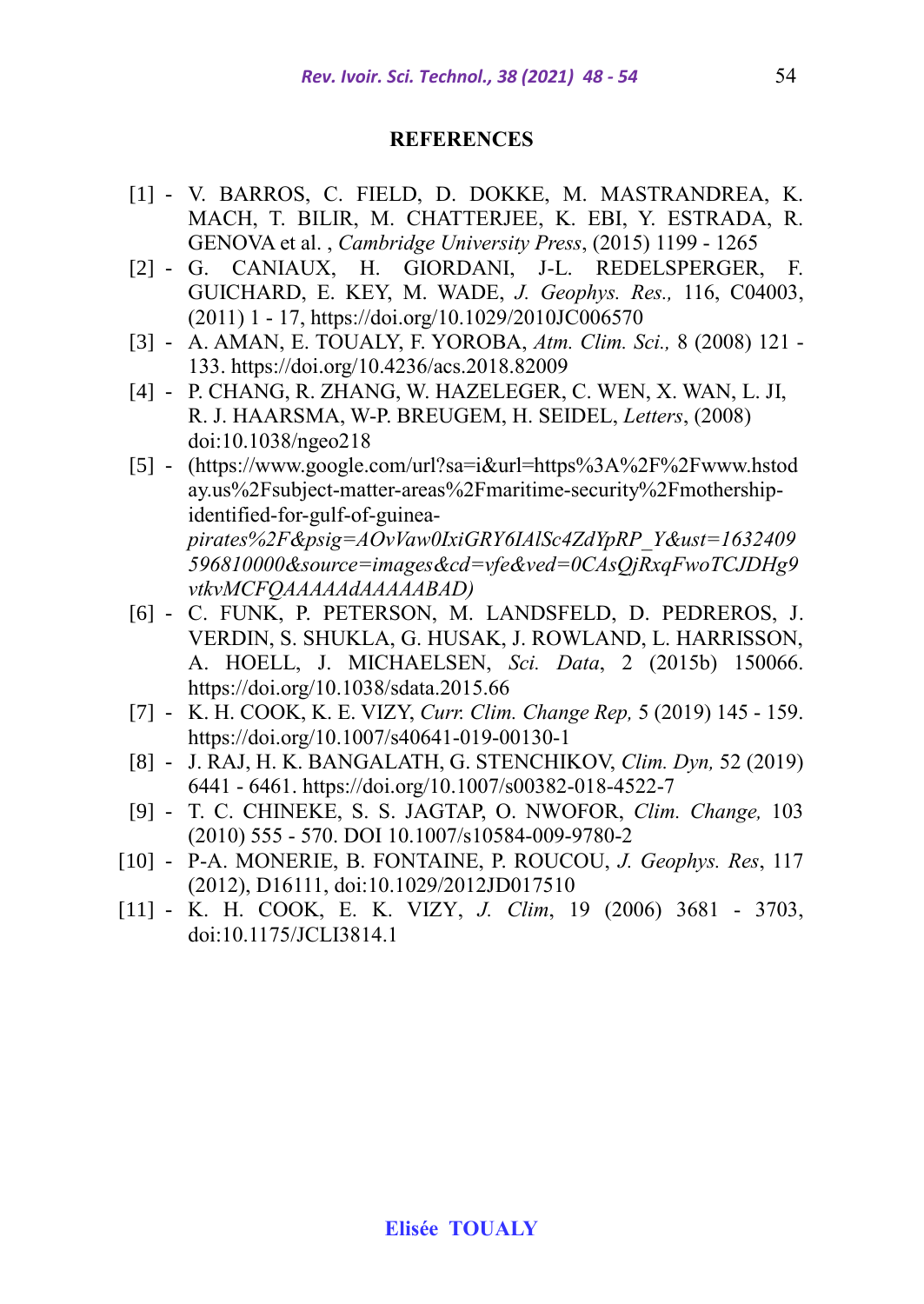## REFERENCES

[1] - V. BARROS, C. FIELD, D. DOKKE, M. MASTRANDREA, K. MACH, T. BILIR, M. CHATTERJEE, K. EBI, Y. ESTRADA, R. GENOVA et al. , *Cambridge University Press*, (2015) 1199 - 1265

[2] - G. CANIAUX, H. GIORDANI, J-L. REDELSPERGER, F. GUICHARD, E. KEY, M. WADE, *J. Geophys. Res.,* 116, C04003, (2011) 1 - 17, https://doi.org/10.1029/2010JC006570

[3] - A. AMAN, E. TOUALY, F. YOROBA, *Atm. Clim. Sci.,* 8 (2008) 121 - 133. https://doi.org/10.4236/acs.2018.82009

[4] - P. CHANG, R. ZHANG, W. HAZELEGER, C. WEN, X. WAN, L. JI, R. J. HAARSMA, W-P. BREUGEM, H. SEIDEL, *Letters*, (2008) doi:10.1038/ngeo218

[5] - (https://www.google.com/url?sa=i&url=https%3A%2F%2Fwww.hstoday.us%2Fsubject-matter-areas%2Fmaritime-security%2Fmothership-identified-for-gulf-of-guinea-*pirates%2F&psig=AOvVaw0IxiGRY6IAlSc4ZdYpRP_Y&ust=1632409596810000&source=images&cd=vfe&ved=0CAsQjRxqFwoTCJDHg9vtkvMCFQAAAAAdAAAAABAD)*

[6] - C. FUNK, P. PETERSON, M. LANDSFELD, D. PEDREROS, J. VERDIN, S. SHUKLA, G. HUSAK, J. ROWLAND, L. HARRISSON, A. HOELL, J. MICHAELSEN, *Sci. Data*, 2 (2015b) 150066. https://doi.org/10.1038/sdata.2015.66

[7] - K. H. COOK, K. E. VIZY, *Curr. Clim. Change Rep,* 5 (2019) 145 - 159. https://doi.org/10.1007/s40641-019-00130-1

[8] - J. RAJ, H. K. BANGALATH, G. STENCHIKOV, *Clim. Dyn,* 52 (2019) 6441 - 6461. https://doi.org/10.1007/s00382-018-4522-7

[9] - T. C. CHINEKE, S. S. JAGTAP, O. NWOFOR, *Clim. Change,* 103 (2010) 555 - 570. DOI 10.1007/s10584-009-9780-2

[10] - P-A. MONERIE, B. FONTAINE, P. ROUCOU, *J. Geophys. Res*, 117 (2012), D16111, doi:10.1029/2012JD017510

[11] - K. H. COOK, E. K. VIZY, *J. Clim*, 19 (2006) 3681 - 3703, doi:10.1175/JCLI3814.1